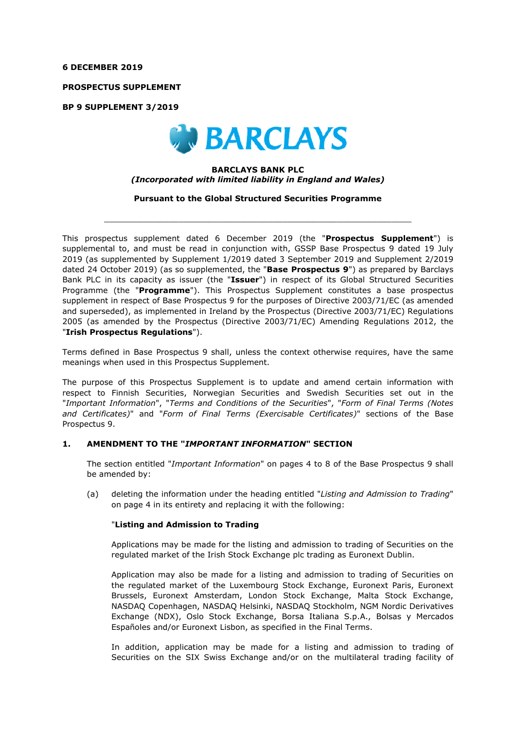**6 DECEMBER 2019**

**PROSPECTUS SUPPLEMENT**

**BP 9 SUPPLEMENT 3/2019**

BARCLAYS

**BARCLAYS BANK PLC**
***(Incorporated with limited liability in England and Wales)***

**Pursuant to the Global Structured Securities Programme**

---

This prospectus supplement dated 6 December 2019 (the "**Prospectus Supplement**") is supplemental to, and must be read in conjunction with, GSSP Base Prospectus 9 dated 19 July 2019 (as supplemented by Supplement 1/2019 dated 3 September 2019 and Supplement 2/2019 dated 24 October 2019) (as so supplemented, the "**Base Prospectus 9**") as prepared by Barclays Bank PLC in its capacity as issuer (the "**Issuer**") in respect of its Global Structured Securities Programme (the "**Programme**"). This Prospectus Supplement constitutes a base prospectus supplement in respect of Base Prospectus 9 for the purposes of Directive 2003/71/EC (as amended and superseded), as implemented in Ireland by the Prospectus (Directive 2003/71/EC) Regulations 2005 (as amended by the Prospectus (Directive 2003/71/EC) Amending Regulations 2012, the "**Irish Prospectus Regulations**").

Terms defined in Base Prospectus 9 shall, unless the context otherwise requires, have the same meanings when used in this Prospectus Supplement.

The purpose of this Prospectus Supplement is to update and amend certain information with respect to Finnish Securities, Norwegian Securities and Swedish Securities set out in the "*Important Information*", "*Terms and Conditions of the Securities*", "*Form of Final Terms (Notes and Certificates)*" and "*Form of Final Terms (Exercisable Certificates)*" sections of the Base Prospectus 9.

## 1. AMENDMENT TO THE "*IMPORTANT INFORMATION*" SECTION

The section entitled "*Important Information*" on pages 4 to 8 of the Base Prospectus 9 shall be amended by:

(a) deleting the information under the heading entitled "*Listing and Admission to Trading*" on page 4 in its entirety and replacing it with the following:

"**Listing and Admission to Trading**

Applications may be made for the listing and admission to trading of Securities on the regulated market of the Irish Stock Exchange plc trading as Euronext Dublin.

Application may also be made for a listing and admission to trading of Securities on the regulated market of the Luxembourg Stock Exchange, Euronext Paris, Euronext Brussels, Euronext Amsterdam, London Stock Exchange, Malta Stock Exchange, NASDAQ Copenhagen, NASDAQ Helsinki, NASDAQ Stockholm, NGM Nordic Derivatives Exchange (NDX), Oslo Stock Exchange, Borsa Italiana S.p.A., Bolsas y Mercados Españoles and/or Euronext Lisbon, as specified in the Final Terms.

In addition, application may be made for a listing and admission to trading of Securities on the SIX Swiss Exchange and/or on the multilateral trading facility of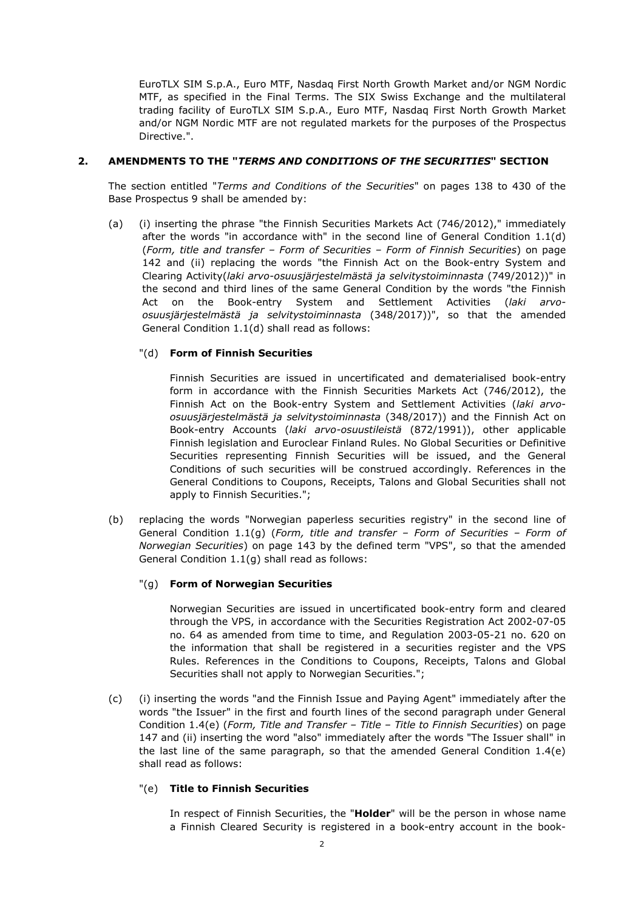EuroTLX SIM S.p.A., Euro MTF, Nasdaq First North Growth Market and/or NGM Nordic MTF, as specified in the Final Terms. The SIX Swiss Exchange and the multilateral trading facility of EuroTLX SIM S.p.A., Euro MTF, Nasdaq First North Growth Market and/or NGM Nordic MTF are not regulated markets for the purposes of the Prospectus Directive.".

## 2. AMENDMENTS TO THE "*TERMS AND CONDITIONS OF THE SECURITIES*" SECTION

The section entitled "*Terms and Conditions of the Securities*" on pages 138 to 430 of the Base Prospectus 9 shall be amended by:

(a) (i) inserting the phrase "the Finnish Securities Markets Act (746/2012)," immediately after the words "in accordance with" in the second line of General Condition 1.1(d) (*Form, title and transfer – Form of Securities – Form of Finnish Securities*) on page 142 and (ii) replacing the words "the Finnish Act on the Book-entry System and Clearing Activity(*laki arvo-osuusjärjestelmästä ja selvitystoiminnasta* (749/2012))" in the second and third lines of the same General Condition by the words "the Finnish Act on the Book-entry System and Settlement Activities (*laki arvo-osuusjärjestelmästä ja selvitystoiminnasta* (348/2017))", so that the amended General Condition 1.1(d) shall read as follows:

"(d) **Form of Finnish Securities**

Finnish Securities are issued in uncertificated and dematerialised book-entry form in accordance with the Finnish Securities Markets Act (746/2012), the Finnish Act on the Book-entry System and Settlement Activities (*laki arvo-osuusjärjestelmästä ja selvitystoiminnasta* (348/2017)) and the Finnish Act on Book-entry Accounts (*laki arvo-osuustileistä* (872/1991)), other applicable Finnish legislation and Euroclear Finland Rules. No Global Securities or Definitive Securities representing Finnish Securities will be issued, and the General Conditions of such securities will be construed accordingly. References in the General Conditions to Coupons, Receipts, Talons and Global Securities shall not apply to Finnish Securities.";

(b) replacing the words "Norwegian paperless securities registry" in the second line of General Condition 1.1(g) (*Form, title and transfer – Form of Securities – Form of Norwegian Securities*) on page 143 by the defined term "VPS", so that the amended General Condition 1.1(g) shall read as follows:

"(g) **Form of Norwegian Securities**

Norwegian Securities are issued in uncertificated book-entry form and cleared through the VPS, in accordance with the Securities Registration Act 2002-07-05 no. 64 as amended from time to time, and Regulation 2003-05-21 no. 620 on the information that shall be registered in a securities register and the VPS Rules. References in the Conditions to Coupons, Receipts, Talons and Global Securities shall not apply to Norwegian Securities.";

(c) (i) inserting the words "and the Finnish Issue and Paying Agent" immediately after the words "the Issuer" in the first and fourth lines of the second paragraph under General Condition 1.4(e) (*Form, Title and Transfer – Title – Title to Finnish Securities*) on page 147 and (ii) inserting the word "also" immediately after the words "The Issuer shall" in the last line of the same paragraph, so that the amended General Condition 1.4(e) shall read as follows:

"(e) **Title to Finnish Securities**

In respect of Finnish Securities, the "**Holder**" will be the person in whose name a Finnish Cleared Security is registered in a book-entry account in the book-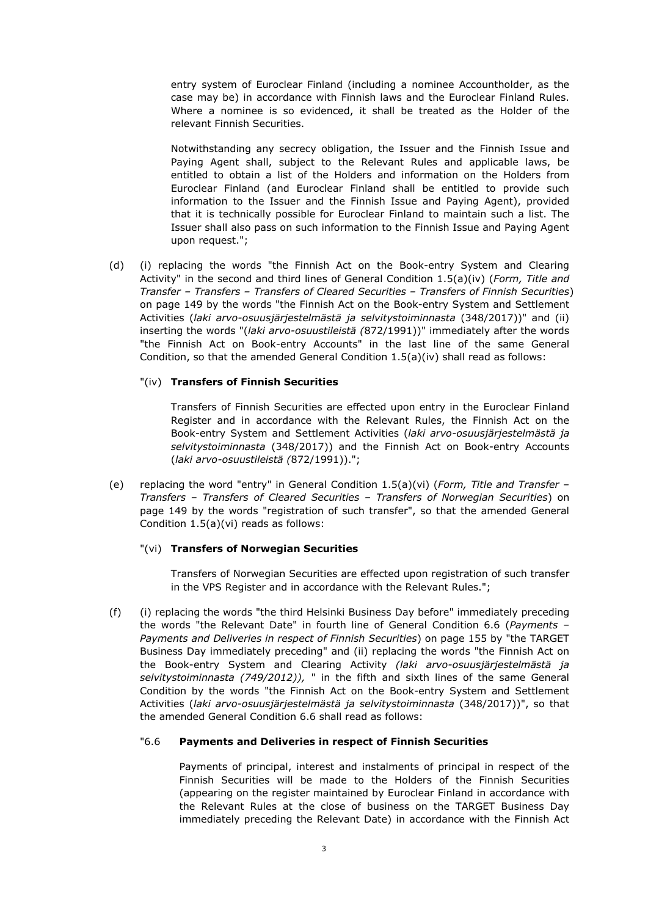entry system of Euroclear Finland (including a nominee Accountholder, as the case may be) in accordance with Finnish laws and the Euroclear Finland Rules. Where a nominee is so evidenced, it shall be treated as the Holder of the relevant Finnish Securities.

Notwithstanding any secrecy obligation, the Issuer and the Finnish Issue and Paying Agent shall, subject to the Relevant Rules and applicable laws, be entitled to obtain a list of the Holders and information on the Holders from Euroclear Finland (and Euroclear Finland shall be entitled to provide such information to the Issuer and the Finnish Issue and Paying Agent), provided that it is technically possible for Euroclear Finland to maintain such a list. The Issuer shall also pass on such information to the Finnish Issue and Paying Agent upon request.";

(d) (i) replacing the words "the Finnish Act on the Book-entry System and Clearing Activity" in the second and third lines of General Condition 1.5(a)(iv) (*Form, Title and Transfer – Transfers – Transfers of Cleared Securities – Transfers of Finnish Securities*) on page 149 by the words "the Finnish Act on the Book-entry System and Settlement Activities (*laki arvo-osuusjärjestelmästä ja selvitystoiminnasta* (348/2017))" and (ii) inserting the words "(*laki arvo-osuustileistä (*872/1991))" immediately after the words "the Finnish Act on Book-entry Accounts" in the last line of the same General Condition, so that the amended General Condition 1.5(a)(iv) shall read as follows:

"(iv) **Transfers of Finnish Securities**

Transfers of Finnish Securities are effected upon entry in the Euroclear Finland Register and in accordance with the Relevant Rules, the Finnish Act on the Book-entry System and Settlement Activities (*laki arvo-osuusjärjestelmästä ja selvitystoiminnasta* (348/2017)) and the Finnish Act on Book-entry Accounts (*laki arvo-osuustileistä (*872/1991)).";

(e) replacing the word "entry" in General Condition 1.5(a)(vi) (*Form, Title and Transfer – Transfers – Transfers of Cleared Securities – Transfers of Norwegian Securities*) on page 149 by the words "registration of such transfer", so that the amended General Condition 1.5(a)(vi) reads as follows:

"(vi) **Transfers of Norwegian Securities**

Transfers of Norwegian Securities are effected upon registration of such transfer in the VPS Register and in accordance with the Relevant Rules.";

(f) (i) replacing the words "the third Helsinki Business Day before" immediately preceding the words "the Relevant Date" in fourth line of General Condition 6.6 (*Payments – Payments and Deliveries in respect of Finnish Securities*) on page 155 by "the TARGET Business Day immediately preceding" and (ii) replacing the words "the Finnish Act on the Book-entry System and Clearing Activity *(laki arvo-osuusjärjestelmästä ja selvitystoiminnasta (749/2012)),* " in the fifth and sixth lines of the same General Condition by the words "the Finnish Act on the Book-entry System and Settlement Activities (*laki arvo-osuusjärjestelmästä ja selvitystoiminnasta* (348/2017))", so that the amended General Condition 6.6 shall read as follows:

"6.6 **Payments and Deliveries in respect of Finnish Securities**

Payments of principal, interest and instalments of principal in respect of the Finnish Securities will be made to the Holders of the Finnish Securities (appearing on the register maintained by Euroclear Finland in accordance with the Relevant Rules at the close of business on the TARGET Business Day immediately preceding the Relevant Date) in accordance with the Finnish Act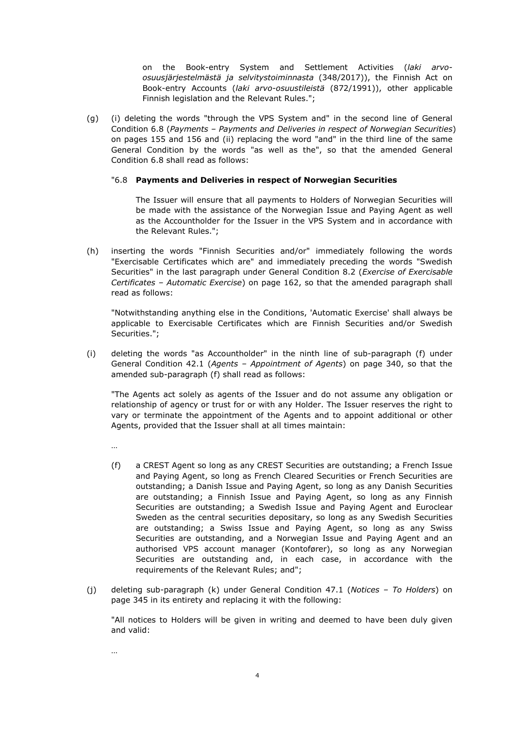on the Book-entry System and Settlement Activities (*laki arvo-osuusjärjestelmästä ja selvitystoiminnasta* (348/2017)), the Finnish Act on Book-entry Accounts (*laki arvo-osuustileistä* (872/1991)), other applicable Finnish legislation and the Relevant Rules.";

(g) (i) deleting the words "through the VPS System and" in the second line of General Condition 6.8 (*Payments – Payments and Deliveries in respect of Norwegian Securities*) on pages 155 and 156 and (ii) replacing the word "and" in the third line of the same General Condition by the words "as well as the", so that the amended General Condition 6.8 shall read as follows:

"6.8 **Payments and Deliveries in respect of Norwegian Securities**

The Issuer will ensure that all payments to Holders of Norwegian Securities will be made with the assistance of the Norwegian Issue and Paying Agent as well as the Accountholder for the Issuer in the VPS System and in accordance with the Relevant Rules.";

(h) inserting the words "Finnish Securities and/or" immediately following the words "Exercisable Certificates which are" and immediately preceding the words "Swedish Securities" in the last paragraph under General Condition 8.2 (*Exercise of Exercisable Certificates – Automatic Exercise*) on page 162, so that the amended paragraph shall read as follows:

"Notwithstanding anything else in the Conditions, 'Automatic Exercise' shall always be applicable to Exercisable Certificates which are Finnish Securities and/or Swedish Securities.";

(i) deleting the words "as Accountholder" in the ninth line of sub-paragraph (f) under General Condition 42.1 (*Agents – Appointment of Agents*) on page 340, so that the amended sub-paragraph (f) shall read as follows:

"The Agents act solely as agents of the Issuer and do not assume any obligation or relationship of agency or trust for or with any Holder. The Issuer reserves the right to vary or terminate the appointment of the Agents and to appoint additional or other Agents, provided that the Issuer shall at all times maintain:

…

(f) a CREST Agent so long as any CREST Securities are outstanding; a French Issue and Paying Agent, so long as French Cleared Securities or French Securities are outstanding; a Danish Issue and Paying Agent, so long as any Danish Securities are outstanding; a Finnish Issue and Paying Agent, so long as any Finnish Securities are outstanding; a Swedish Issue and Paying Agent and Euroclear Sweden as the central securities depositary, so long as any Swedish Securities are outstanding; a Swiss Issue and Paying Agent, so long as any Swiss Securities are outstanding, and a Norwegian Issue and Paying Agent and an authorised VPS account manager (Kontofører), so long as any Norwegian Securities are outstanding and, in each case, in accordance with the requirements of the Relevant Rules; and";

(j) deleting sub-paragraph (k) under General Condition 47.1 (*Notices – To Holders*) on page 345 in its entirety and replacing it with the following:

"All notices to Holders will be given in writing and deemed to have been duly given and valid:

…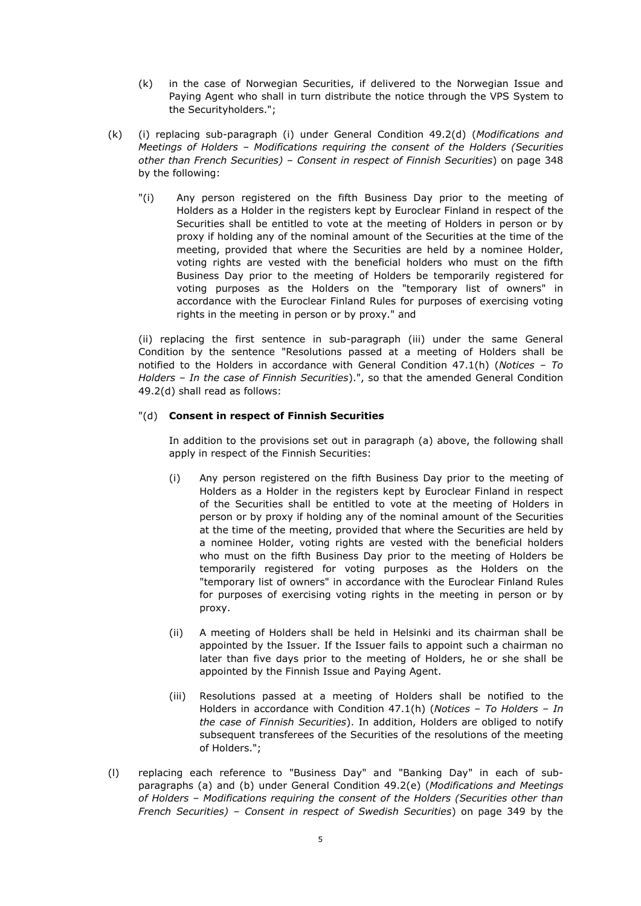(k) in the case of Norwegian Securities, if delivered to the Norwegian Issue and Paying Agent who shall in turn distribute the notice through the VPS System to the Securityholders.";

(k) (i) replacing sub-paragraph (i) under General Condition 49.2(d) (*Modifications and Meetings of Holders – Modifications requiring the consent of the Holders (Securities other than French Securities) – Consent in respect of Finnish Securities*) on page 348 by the following:

"(i) Any person registered on the fifth Business Day prior to the meeting of Holders as a Holder in the registers kept by Euroclear Finland in respect of the Securities shall be entitled to vote at the meeting of Holders in person or by proxy if holding any of the nominal amount of the Securities at the time of the meeting, provided that where the Securities are held by a nominee Holder, voting rights are vested with the beneficial holders who must on the fifth Business Day prior to the meeting of Holders be temporarily registered for voting purposes as the Holders on the "temporary list of owners" in accordance with the Euroclear Finland Rules for purposes of exercising voting rights in the meeting in person or by proxy." and

(ii) replacing the first sentence in sub-paragraph (iii) under the same General Condition by the sentence "Resolutions passed at a meeting of Holders shall be notified to the Holders in accordance with General Condition 47.1(h) (*Notices – To Holders – In the case of Finnish Securities*).", so that the amended General Condition 49.2(d) shall read as follows:

"(d) **Consent in respect of Finnish Securities**

In addition to the provisions set out in paragraph (a) above, the following shall apply in respect of the Finnish Securities:

(i) Any person registered on the fifth Business Day prior to the meeting of Holders as a Holder in the registers kept by Euroclear Finland in respect of the Securities shall be entitled to vote at the meeting of Holders in person or by proxy if holding any of the nominal amount of the Securities at the time of the meeting, provided that where the Securities are held by a nominee Holder, voting rights are vested with the beneficial holders who must on the fifth Business Day prior to the meeting of Holders be temporarily registered for voting purposes as the Holders on the "temporary list of owners" in accordance with the Euroclear Finland Rules for purposes of exercising voting rights in the meeting in person or by proxy.

(ii) A meeting of Holders shall be held in Helsinki and its chairman shall be appointed by the Issuer. If the Issuer fails to appoint such a chairman no later than five days prior to the meeting of Holders, he or she shall be appointed by the Finnish Issue and Paying Agent.

(iii) Resolutions passed at a meeting of Holders shall be notified to the Holders in accordance with Condition 47.1(h) (*Notices – To Holders – In the case of Finnish Securities*). In addition, Holders are obliged to notify subsequent transferees of the Securities of the resolutions of the meeting of Holders.";

(l) replacing each reference to "Business Day" and "Banking Day" in each of sub-paragraphs (a) and (b) under General Condition 49.2(e) (*Modifications and Meetings of Holders – Modifications requiring the consent of the Holders (Securities other than French Securities) – Consent in respect of Swedish Securities*) on page 349 by the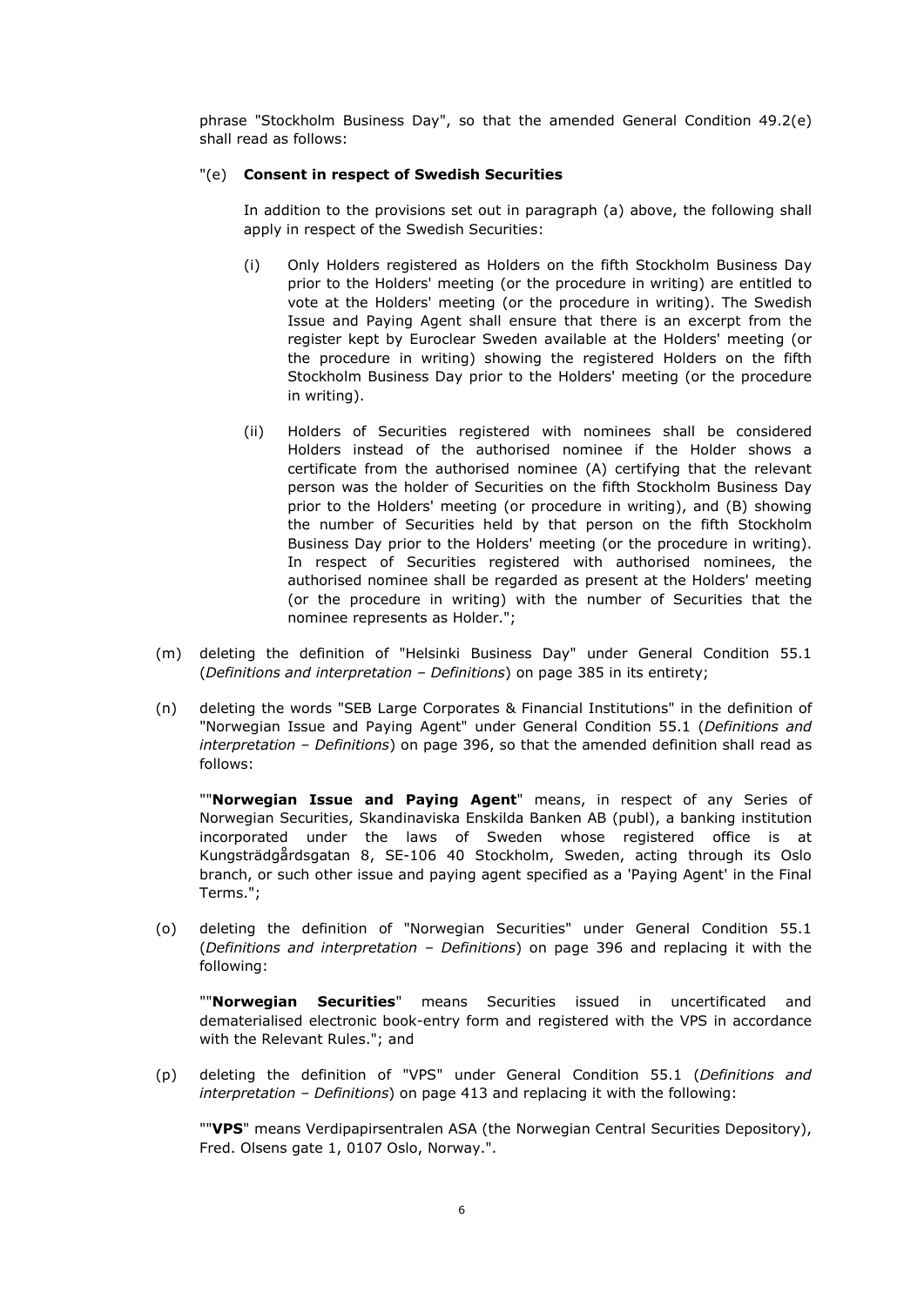phrase "Stockholm Business Day", so that the amended General Condition 49.2(e) shall read as follows:

"(e) **Consent in respect of Swedish Securities**

In addition to the provisions set out in paragraph (a) above, the following shall apply in respect of the Swedish Securities:

(i) Only Holders registered as Holders on the fifth Stockholm Business Day prior to the Holders' meeting (or the procedure in writing) are entitled to vote at the Holders' meeting (or the procedure in writing). The Swedish Issue and Paying Agent shall ensure that there is an excerpt from the register kept by Euroclear Sweden available at the Holders' meeting (or the procedure in writing) showing the registered Holders on the fifth Stockholm Business Day prior to the Holders' meeting (or the procedure in writing).

(ii) Holders of Securities registered with nominees shall be considered Holders instead of the authorised nominee if the Holder shows a certificate from the authorised nominee (A) certifying that the relevant person was the holder of Securities on the fifth Stockholm Business Day prior to the Holders' meeting (or procedure in writing), and (B) showing the number of Securities held by that person on the fifth Stockholm Business Day prior to the Holders' meeting (or the procedure in writing). In respect of Securities registered with authorised nominees, the authorised nominee shall be regarded as present at the Holders' meeting (or the procedure in writing) with the number of Securities that the nominee represents as Holder.";

(m) deleting the definition of "Helsinki Business Day" under General Condition 55.1 (*Definitions and interpretation – Definitions*) on page 385 in its entirety;

(n) deleting the words "SEB Large Corporates & Financial Institutions" in the definition of "Norwegian Issue and Paying Agent" under General Condition 55.1 (*Definitions and interpretation – Definitions*) on page 396, so that the amended definition shall read as follows:

""**Norwegian Issue and Paying Agent**" means, in respect of any Series of Norwegian Securities, Skandinaviska Enskilda Banken AB (publ), a banking institution incorporated under the laws of Sweden whose registered office is at Kungsträdgårdsgatan 8, SE-106 40 Stockholm, Sweden, acting through its Oslo branch, or such other issue and paying agent specified as a 'Paying Agent' in the Final Terms.";

(o) deleting the definition of "Norwegian Securities" under General Condition 55.1 (*Definitions and interpretation – Definitions*) on page 396 and replacing it with the following:

""**Norwegian Securities**" means Securities issued in uncertificated and dematerialised electronic book-entry form and registered with the VPS in accordance with the Relevant Rules."; and

(p) deleting the definition of "VPS" under General Condition 55.1 (*Definitions and interpretation – Definitions*) on page 413 and replacing it with the following:

""**VPS**" means Verdipapirsentralen ASA (the Norwegian Central Securities Depository), Fred. Olsens gate 1, 0107 Oslo, Norway.".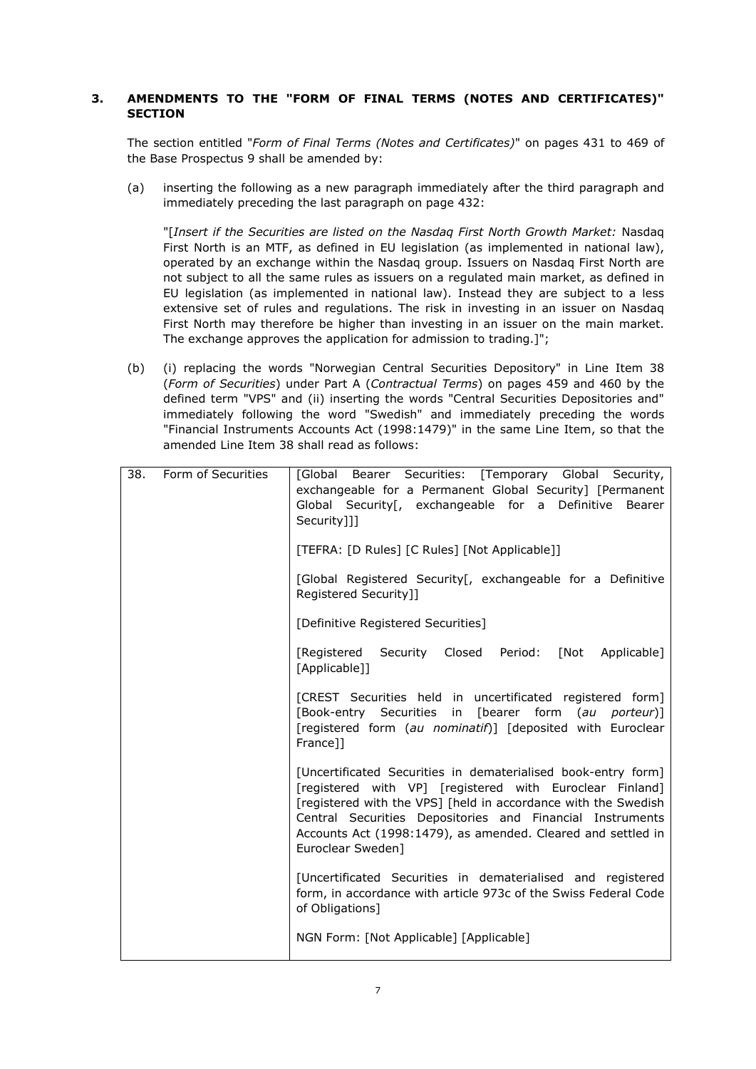### 3. AMENDMENTS TO THE "FORM OF FINAL TERMS (NOTES AND CERTIFICATES)" SECTION

The section entitled "*Form of Final Terms (Notes and Certificates)*" on pages 431 to 469 of the Base Prospectus 9 shall be amended by:

(a) inserting the following as a new paragraph immediately after the third paragraph and immediately preceding the last paragraph on page 432:

"[*Insert if the Securities are listed on the Nasdaq First North Growth Market:* Nasdaq First North is an MTF, as defined in EU legislation (as implemented in national law), operated by an exchange within the Nasdaq group. Issuers on Nasdaq First North are not subject to all the same rules as issuers on a regulated main market, as defined in EU legislation (as implemented in national law). Instead they are subject to a less extensive set of rules and regulations. The risk in investing in an issuer on Nasdaq First North may therefore be higher than investing in an issuer on the main market. The exchange approves the application for admission to trading.]";

(b) (i) replacing the words "Norwegian Central Securities Depository" in Line Item 38 (*Form of Securities*) under Part A (*Contractual Terms*) on pages 459 and 460 by the defined term "VPS" and (ii) inserting the words "Central Securities Depositories and" immediately following the word "Swedish" and immediately preceding the words "Financial Instruments Accounts Act (1998:1479)" in the same Line Item, so that the amended Line Item 38 shall read as follows:

| 38. | Form of Securities | [Global Bearer Securities: [Temporary Global Security, exchangeable for a Permanent Global Security] [Permanent Global Security[, exchangeable for a Definitive Bearer Security]]]<br><br>[TEFRA: [D Rules] [C Rules] [Not Applicable]]<br><br>[Global Registered Security[, exchangeable for a Definitive Registered Security]]<br><br>[Definitive Registered Securities]<br><br>[Registered Security Closed Period: [Not Applicable] [Applicable]]<br><br>[CREST Securities held in uncertificated registered form] [Book-entry Securities in [bearer form (*au porteur*)] [registered form (*au nominatif*)] [deposited with Euroclear France]]<br><br>[Uncertificated Securities in dematerialised book-entry form] [registered with VP] [registered with Euroclear Finland] [registered with the VPS] [held in accordance with the Swedish Central Securities Depositories and Financial Instruments Accounts Act (1998:1479), as amended. Cleared and settled in Euroclear Sweden]<br><br>[Uncertificated Securities in dematerialised and registered form, in accordance with article 973c of the Swiss Federal Code of Obligations]<br><br>NGN Form: [Not Applicable] [Applicable] |
|---|---|---|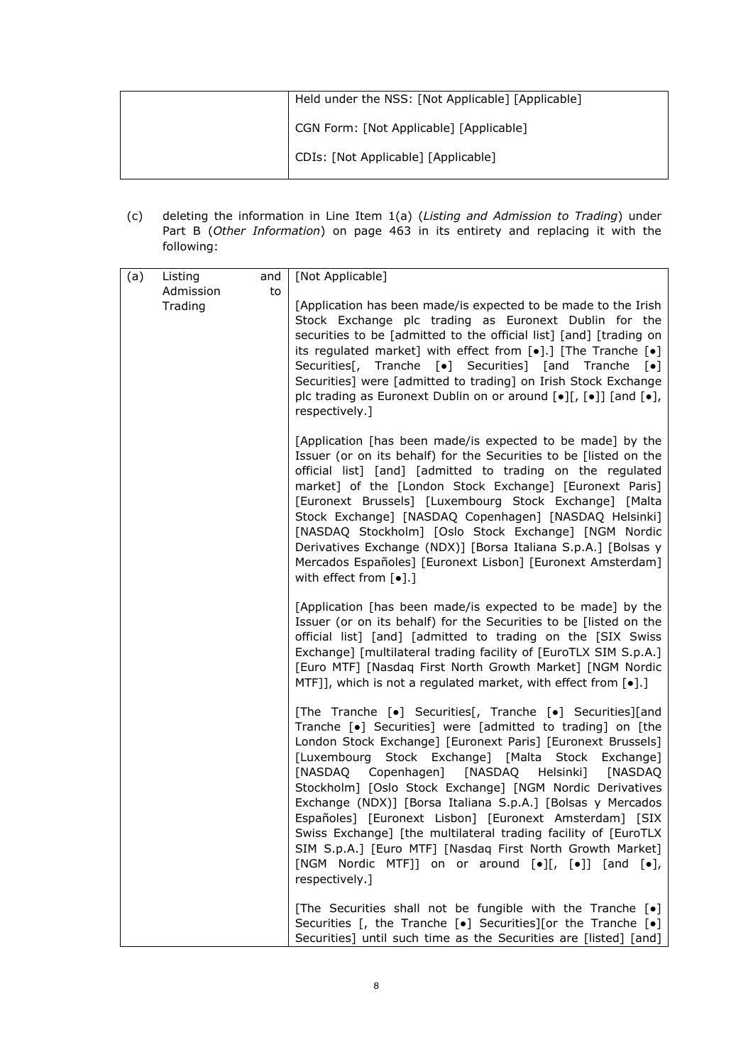| | Held under the NSS: [Not Applicable] [Applicable]<br><br>CGN Form: [Not Applicable] [Applicable]<br><br>CDIs: [Not Applicable] [Applicable] |
|---|---|

(c) deleting the information in Line Item 1(a) (*Listing and Admission to Trading*) under Part B (*Other Information*) on page 463 in its entirety and replacing it with the following:

| (a) | Listing and Admission to Trading | [Not Applicable]<br><br>[Application has been made/is expected to be made to the Irish Stock Exchange plc trading as Euronext Dublin for the securities to be [admitted to the official list] [and] [trading on its regulated market] with effect from [•].] [The Tranche [•] Securities[, Tranche [•] Securities] [and Tranche [•] Securities] were [admitted to trading] on Irish Stock Exchange plc trading as Euronext Dublin on or around [•][, [•]] [and [•], respectively.]<br><br>[Application [has been made/is expected to be made] by the Issuer (or on its behalf) for the Securities to be [listed on the official list] [and] [admitted to trading on the regulated market] of the [London Stock Exchange] [Euronext Paris] [Euronext Brussels] [Luxembourg Stock Exchange] [Malta Stock Exchange] [NASDAQ Copenhagen] [NASDAQ Helsinki] [NASDAQ Stockholm] [Oslo Stock Exchange] [NGM Nordic Derivatives Exchange (NDX)] [Borsa Italiana S.p.A.] [Bolsas y Mercados Españoles] [Euronext Lisbon] [Euronext Amsterdam] with effect from [•].]<br><br>[Application [has been made/is expected to be made] by the Issuer (or on its behalf) for the Securities to be [listed on the official list] [and] [admitted to trading on the [SIX Swiss Exchange] [multilateral trading facility of [EuroTLX SIM S.p.A.] [Euro MTF] [Nasdaq First North Growth Market] [NGM Nordic MTF]], which is not a regulated market, with effect from [•].]<br><br>[The Tranche [•] Securities[, Tranche [•] Securities][and Tranche [•] Securities] were [admitted to trading] on [the London Stock Exchange] [Euronext Paris] [Euronext Brussels] [Luxembourg Stock Exchange] [Malta Stock Exchange] [NASDAQ Copenhagen] [NASDAQ Helsinki] [NASDAQ Stockholm] [Oslo Stock Exchange] [NGM Nordic Derivatives Exchange (NDX)] [Borsa Italiana S.p.A.] [Bolsas y Mercados Españoles] [Euronext Lisbon] [Euronext Amsterdam] [SIX Swiss Exchange] [the multilateral trading facility of [EuroTLX SIM S.p.A.] [Euro MTF] [Nasdaq First North Growth Market] [NGM Nordic MTF]] on or around [•][, [•]] [and [•], respectively.]<br><br>[The Securities shall not be fungible with the Tranche [•] Securities [, the Tranche [•] Securities][or the Tranche [•] Securities] until such time as the Securities are [listed] [and] |
|---|---|---|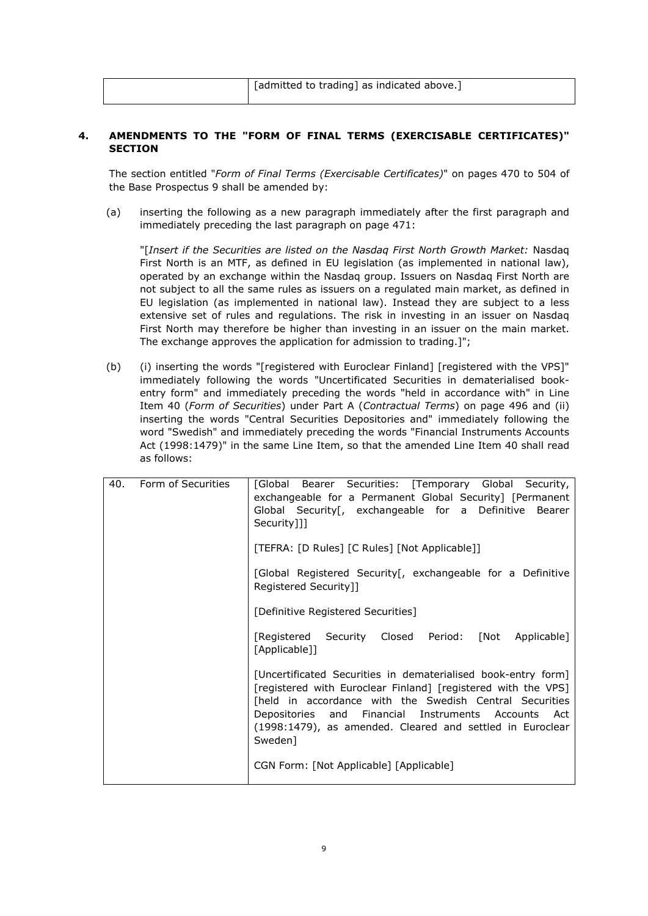| | [admitted to trading] as indicated above.] |
|---|---|

## 4. AMENDMENTS TO THE "FORM OF FINAL TERMS (EXERCISABLE CERTIFICATES)" SECTION

The section entitled "*Form of Final Terms (Exercisable Certificates)*" on pages 470 to 504 of the Base Prospectus 9 shall be amended by:

(a) inserting the following as a new paragraph immediately after the first paragraph and immediately preceding the last paragraph on page 471:

"[*Insert if the Securities are listed on the Nasdaq First North Growth Market:* Nasdaq First North is an MTF, as defined in EU legislation (as implemented in national law), operated by an exchange within the Nasdaq group. Issuers on Nasdaq First North are not subject to all the same rules as issuers on a regulated main market, as defined in EU legislation (as implemented in national law). Instead they are subject to a less extensive set of rules and regulations. The risk in investing in an issuer on Nasdaq First North may therefore be higher than investing in an issuer on the main market. The exchange approves the application for admission to trading.]";

(b) (i) inserting the words "[registered with Euroclear Finland] [registered with the VPS]" immediately following the words "Uncertificated Securities in dematerialised book-entry form" and immediately preceding the words "held in accordance with" in Line Item 40 (*Form of Securities*) under Part A (*Contractual Terms*) on page 496 and (ii) inserting the words "Central Securities Depositories and" immediately following the word "Swedish" and immediately preceding the words "Financial Instruments Accounts Act (1998:1479)" in the same Line Item, so that the amended Line Item 40 shall read as follows:

| 40. | Form of Securities | [Global Bearer Securities: [Temporary Global Security, exchangeable for a Permanent Global Security] [Permanent Global Security[, exchangeable for a Definitive Bearer Security]]]<br><br>[TEFRA: [D Rules] [C Rules] [Not Applicable]]<br><br>[Global Registered Security[, exchangeable for a Definitive Registered Security]]<br><br>[Definitive Registered Securities]<br><br>[Registered Security Closed Period: [Not Applicable] [Applicable]]<br><br>[Uncertificated Securities in dematerialised book-entry form] [registered with Euroclear Finland] [registered with the VPS] [held in accordance with the Swedish Central Securities Depositories and Financial Instruments Accounts Act (1998:1479), as amended. Cleared and settled in Euroclear Sweden]<br><br>CGN Form: [Not Applicable] [Applicable] |
|---|---|---|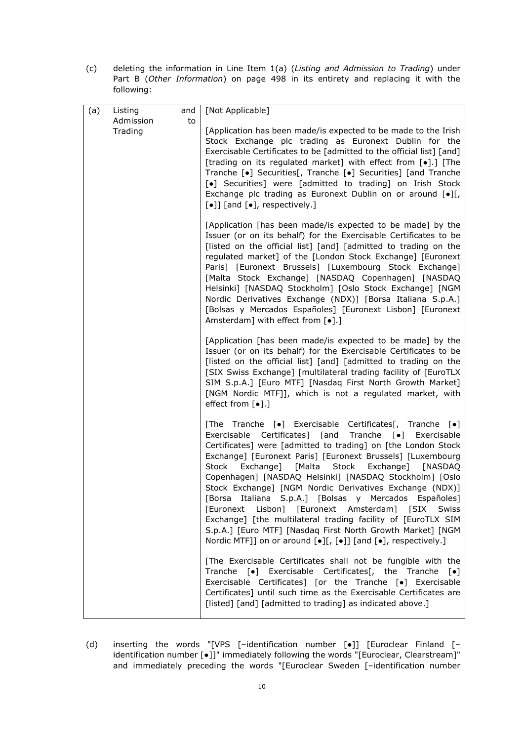(c) deleting the information in Line Item 1(a) (*Listing and Admission to Trading*) under Part B (*Other Information*) on page 498 in its entirety and replacing it with the following:

| (a) | Listing and Admission to Trading | [Not Applicable]<br><br>[Application has been made/is expected to be made to the Irish Stock Exchange plc trading as Euronext Dublin for the Exercisable Certificates to be [admitted to the official list] [and] [trading on its regulated market] with effect from [•].] [The Tranche [•] Securities[, Tranche [•] Securities] [and Tranche [•] Securities] were [admitted to trading] on Irish Stock Exchange plc trading as Euronext Dublin on or around [•][, [•]] [and [•], respectively.]<br><br>[Application [has been made/is expected to be made] by the Issuer (or on its behalf) for the Exercisable Certificates to be [listed on the official list] [and] [admitted to trading on the regulated market] of the [London Stock Exchange] [Euronext Paris] [Euronext Brussels] [Luxembourg Stock Exchange] [Malta Stock Exchange] [NASDAQ Copenhagen] [NASDAQ Helsinki] [NASDAQ Stockholm] [Oslo Stock Exchange] [NGM Nordic Derivatives Exchange (NDX)] [Borsa Italiana S.p.A.] [Bolsas y Mercados Españoles] [Euronext Lisbon] [Euronext Amsterdam] with effect from [•].]<br><br>[Application [has been made/is expected to be made] by the Issuer (or on its behalf) for the Exercisable Certificates to be [listed on the official list] [and] [admitted to trading on the [SIX Swiss Exchange] [multilateral trading facility of [EuroTLX SIM S.p.A.] [Euro MTF] [Nasdaq First North Growth Market] [NGM Nordic MTF]], which is not a regulated market, with effect from [•].]<br><br>[The Tranche [•] Exercisable Certificates[, Tranche [•] Exercisable Certificates] [and Tranche [•] Exercisable Certificates] were [admitted to trading] on [the London Stock Exchange] [Euronext Paris] [Euronext Brussels] [Luxembourg Stock Exchange] [Malta Stock Exchange] [NASDAQ Copenhagen] [NASDAQ Helsinki] [NASDAQ Stockholm] [Oslo Stock Exchange] [NGM Nordic Derivatives Exchange (NDX)] [Borsa Italiana S.p.A.] [Bolsas y Mercados Españoles] [Euronext Lisbon] [Euronext Amsterdam] [SIX Swiss Exchange] [the multilateral trading facility of [EuroTLX SIM S.p.A.] [Euro MTF] [Nasdaq First North Growth Market] [NGM Nordic MTF]] on or around [•][, [•]] [and [•], respectively.]<br><br>[The Exercisable Certificates shall not be fungible with the Tranche [•] Exercisable Certificates[, the Tranche [•] Exercisable Certificates] [or the Tranche [•] Exercisable Certificates] until such time as the Exercisable Certificates are [listed] [and] [admitted to trading] as indicated above.] |
|---|---|---|

(d) inserting the words "[VPS [–identification number [•]] [Euroclear Finland [–identification number [•]]" immediately following the words "[Euroclear, Clearstream]" and immediately preceding the words "[Euroclear Sweden [–identification number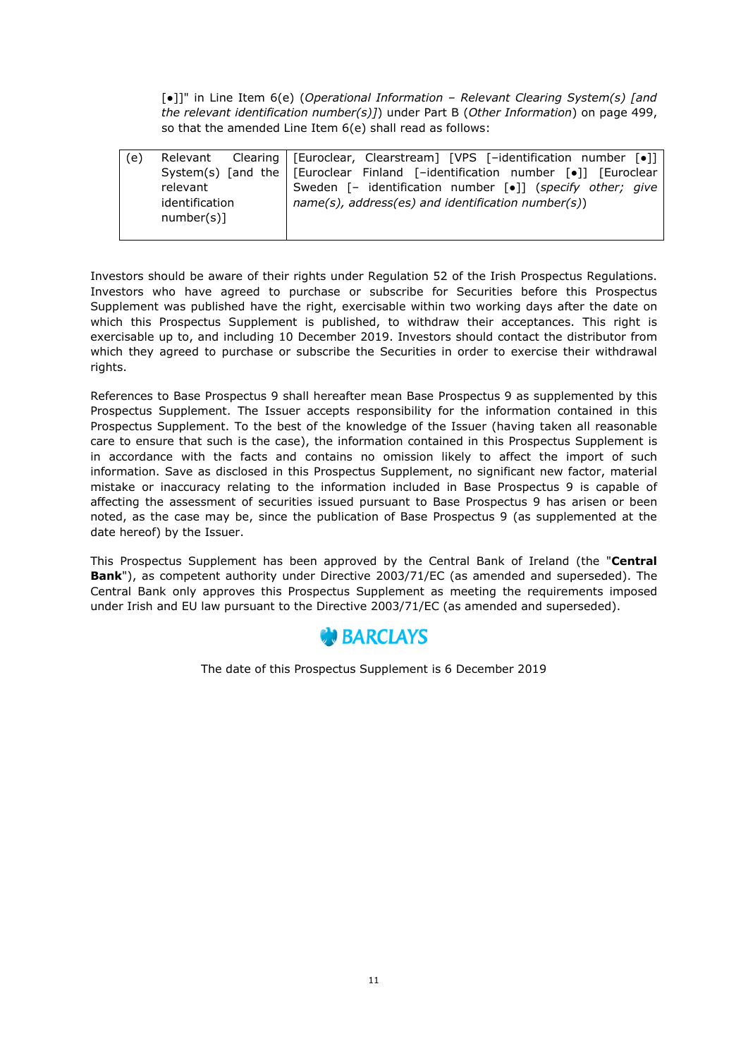[•]]" in Line Item 6(e) (*Operational Information – Relevant Clearing System(s) [and the relevant identification number(s)]*) under Part B (*Other Information*) on page 499, so that the amended Line Item 6(e) shall read as follows:

| | | |
|---|---|---|
| (e) | Relevant Clearing System(s) [and the relevant identification number(s)] | [Euroclear, Clearstream] [VPS [–identification number [•]] [Euroclear Finland [–identification number [•]] [Euroclear Sweden [– identification number [•]] (*specify other; give name(s), address(es) and identification number(s)*) |

Investors should be aware of their rights under Regulation 52 of the Irish Prospectus Regulations. Investors who have agreed to purchase or subscribe for Securities before this Prospectus Supplement was published have the right, exercisable within two working days after the date on which this Prospectus Supplement is published, to withdraw their acceptances. This right is exercisable up to, and including 10 December 2019. Investors should contact the distributor from which they agreed to purchase or subscribe the Securities in order to exercise their withdrawal rights.

References to Base Prospectus 9 shall hereafter mean Base Prospectus 9 as supplemented by this Prospectus Supplement. The Issuer accepts responsibility for the information contained in this Prospectus Supplement. To the best of the knowledge of the Issuer (having taken all reasonable care to ensure that such is the case), the information contained in this Prospectus Supplement is in accordance with the facts and contains no omission likely to affect the import of such information. Save as disclosed in this Prospectus Supplement, no significant new factor, material mistake or inaccuracy relating to the information included in Base Prospectus 9 is capable of affecting the assessment of securities issued pursuant to Base Prospectus 9 has arisen or been noted, as the case may be, since the publication of Base Prospectus 9 (as supplemented at the date hereof) by the Issuer.

This Prospectus Supplement has been approved by the Central Bank of Ireland (the "**Central Bank**"), as competent authority under Directive 2003/71/EC (as amended and superseded). The Central Bank only approves this Prospectus Supplement as meeting the requirements imposed under Irish and EU law pursuant to the Directive 2003/71/EC (as amended and superseded).

BARCLAYS

The date of this Prospectus Supplement is 6 December 2019